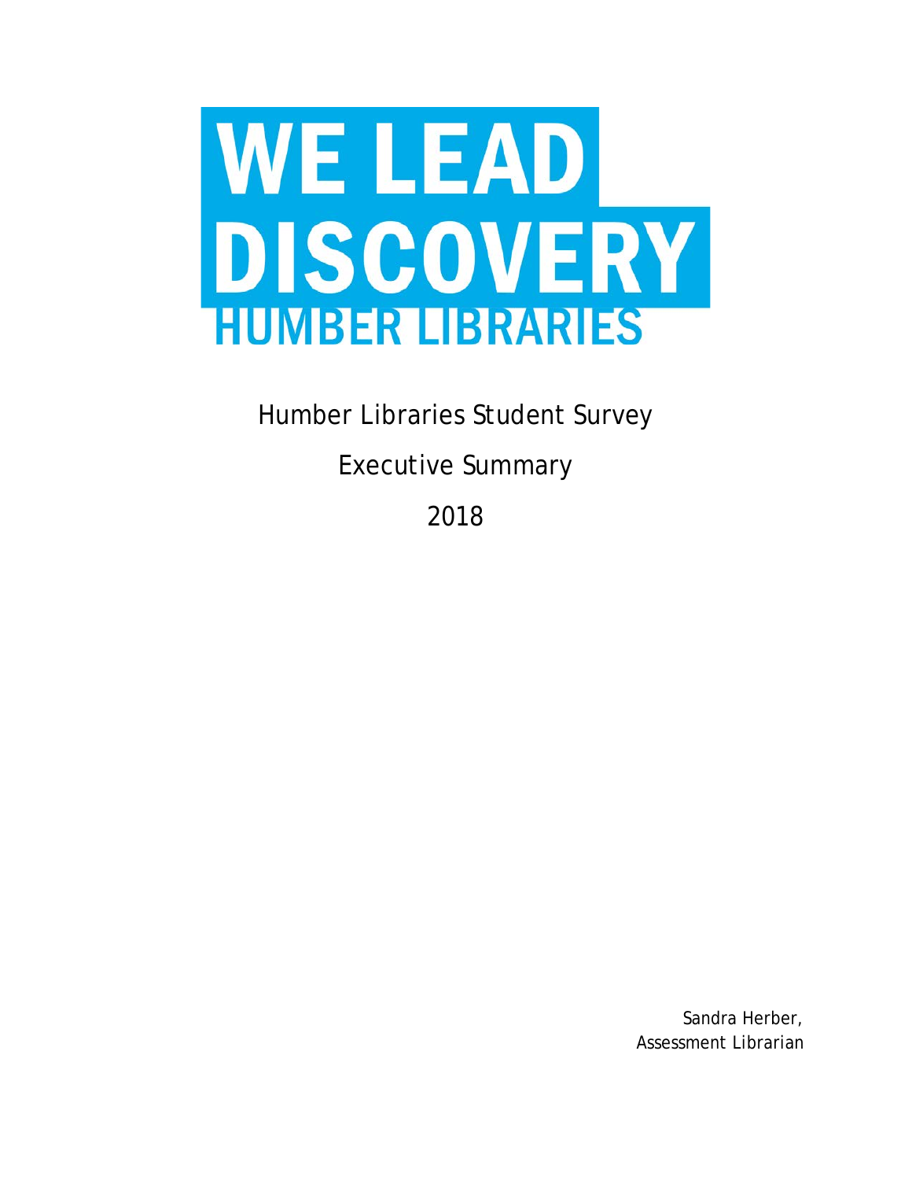# WE LEAD DISCOVERY

## HUMBER LIBRARIES

Humber Libraries Student Survey

Executive Summary

2018

Sandra Herber,
Assessment Librarian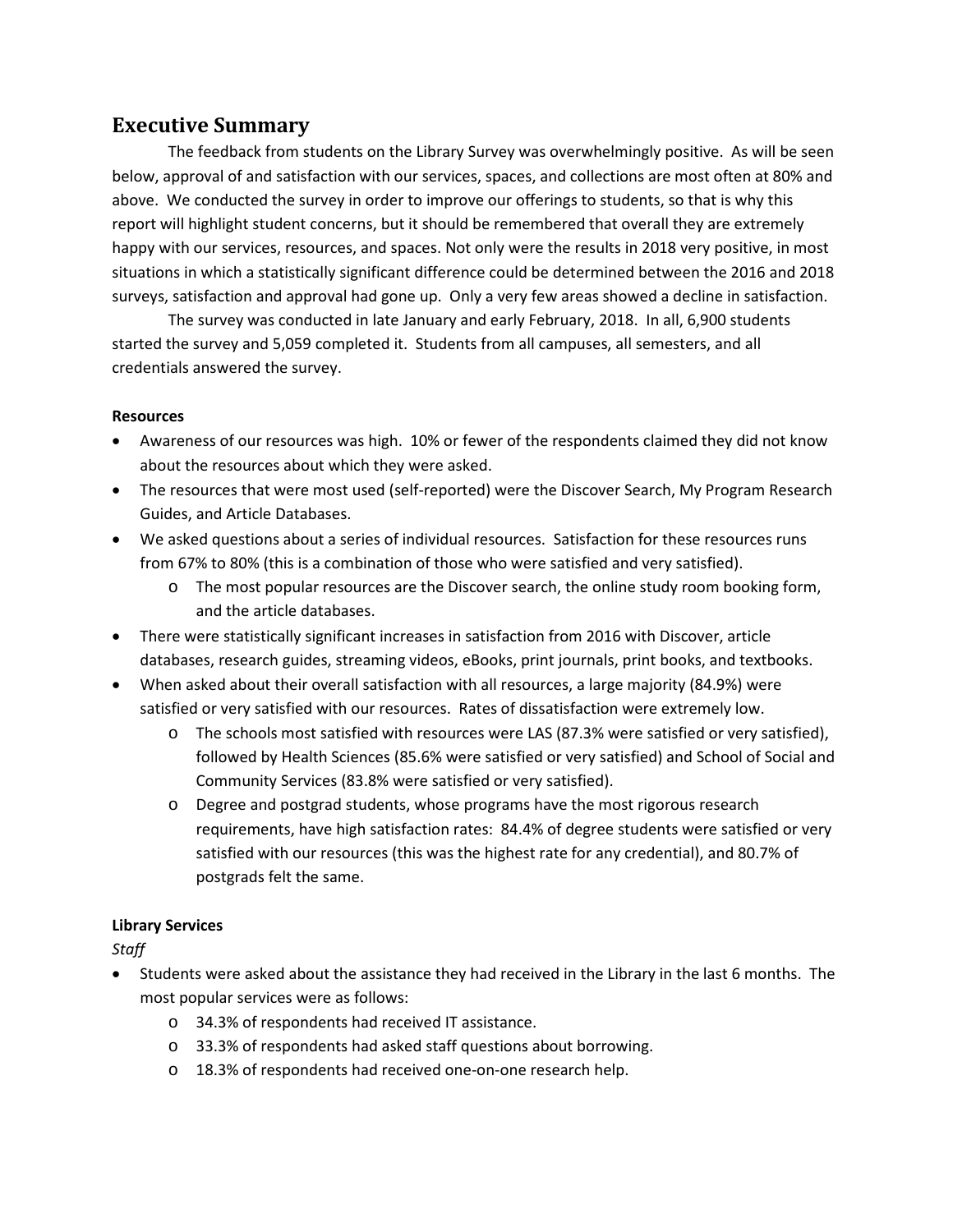## Executive Summary

The feedback from students on the Library Survey was overwhelmingly positive. As will be seen below, approval of and satisfaction with our services, spaces, and collections are most often at 80% and above. We conducted the survey in order to improve our offerings to students, so that is why this report will highlight student concerns, but it should be remembered that overall they are extremely happy with our services, resources, and spaces. Not only were the results in 2018 very positive, in most situations in which a statistically significant difference could be determined between the 2016 and 2018 surveys, satisfaction and approval had gone up. Only a very few areas showed a decline in satisfaction.

The survey was conducted in late January and early February, 2018. In all, 6,900 students started the survey and 5,059 completed it. Students from all campuses, all semesters, and all credentials answered the survey.

**Resources**

- Awareness of our resources was high. 10% or fewer of the respondents claimed they did not know about the resources about which they were asked.
- The resources that were most used (self-reported) were the Discover Search, My Program Research Guides, and Article Databases.
- We asked questions about a series of individual resources. Satisfaction for these resources runs from 67% to 80% (this is a combination of those who were satisfied and very satisfied).
    - The most popular resources are the Discover search, the online study room booking form, and the article databases.
- There were statistically significant increases in satisfaction from 2016 with Discover, article databases, research guides, streaming videos, eBooks, print journals, print books, and textbooks.
- When asked about their overall satisfaction with all resources, a large majority (84.9%) were satisfied or very satisfied with our resources. Rates of dissatisfaction were extremely low.
    - The schools most satisfied with resources were LAS (87.3% were satisfied or very satisfied), followed by Health Sciences (85.6% were satisfied or very satisfied) and School of Social and Community Services (83.8% were satisfied or very satisfied).
    - Degree and postgrad students, whose programs have the most rigorous research requirements, have high satisfaction rates: 84.4% of degree students were satisfied or very satisfied with our resources (this was the highest rate for any credential), and 80.7% of postgrads felt the same.

**Library Services**

*Staff*

- Students were asked about the assistance they had received in the Library in the last 6 months. The most popular services were as follows:
    - 34.3% of respondents had received IT assistance.
    - 33.3% of respondents had asked staff questions about borrowing.
    - 18.3% of respondents had received one-on-one research help.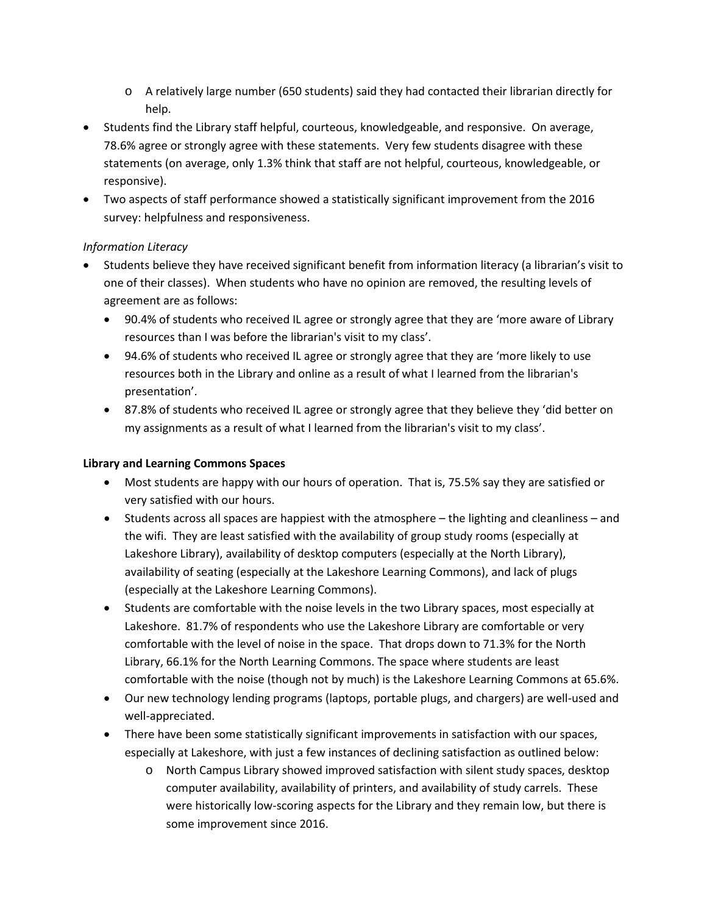- A relatively large number (650 students) said they had contacted their librarian directly for help.
- Students find the Library staff helpful, courteous, knowledgeable, and responsive. On average, 78.6% agree or strongly agree with these statements. Very few students disagree with these statements (on average, only 1.3% think that staff are not helpful, courteous, knowledgeable, or responsive).
- Two aspects of staff performance showed a statistically significant improvement from the 2016 survey: helpfulness and responsiveness.

*Information Literacy*

- Students believe they have received significant benefit from information literacy (a librarian's visit to one of their classes). When students who have no opinion are removed, the resulting levels of agreement are as follows:
    - 90.4% of students who received IL agree or strongly agree that they are 'more aware of Library resources than I was before the librarian's visit to my class'.
    - 94.6% of students who received IL agree or strongly agree that they are 'more likely to use resources both in the Library and online as a result of what I learned from the librarian's presentation'.
    - 87.8% of students who received IL agree or strongly agree that they believe they 'did better on my assignments as a result of what I learned from the librarian's visit to my class'.

**Library and Learning Commons Spaces**

- Most students are happy with our hours of operation. That is, 75.5% say they are satisfied or very satisfied with our hours.
- Students across all spaces are happiest with the atmosphere – the lighting and cleanliness – and the wifi. They are least satisfied with the availability of group study rooms (especially at Lakeshore Library), availability of desktop computers (especially at the North Library), availability of seating (especially at the Lakeshore Learning Commons), and lack of plugs (especially at the Lakeshore Learning Commons).
- Students are comfortable with the noise levels in the two Library spaces, most especially at Lakeshore. 81.7% of respondents who use the Lakeshore Library are comfortable or very comfortable with the level of noise in the space. That drops down to 71.3% for the North Library, 66.1% for the North Learning Commons. The space where students are least comfortable with the noise (though not by much) is the Lakeshore Learning Commons at 65.6%.
- Our new technology lending programs (laptops, portable plugs, and chargers) are well-used and well-appreciated.
- There have been some statistically significant improvements in satisfaction with our spaces, especially at Lakeshore, with just a few instances of declining satisfaction as outlined below:
    - North Campus Library showed improved satisfaction with silent study spaces, desktop computer availability, availability of printers, and availability of study carrels. These were historically low-scoring aspects for the Library and they remain low, but there is some improvement since 2016.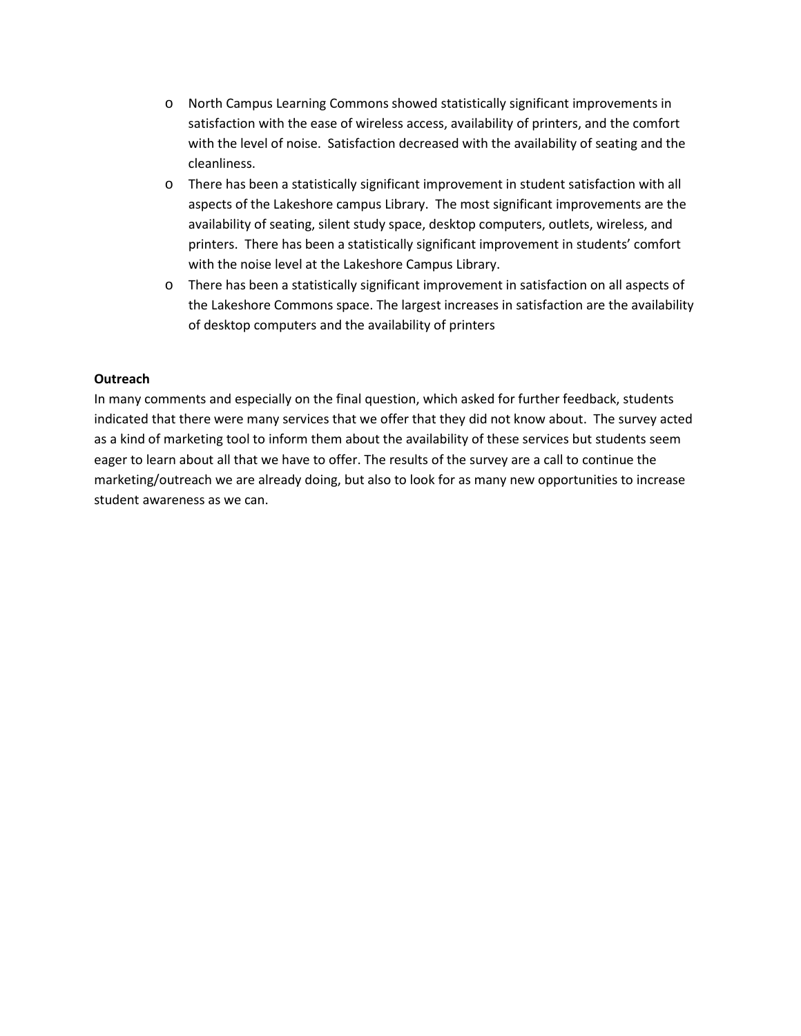- North Campus Learning Commons showed statistically significant improvements in satisfaction with the ease of wireless access, availability of printers, and the comfort with the level of noise. Satisfaction decreased with the availability of seating and the cleanliness.
- There has been a statistically significant improvement in student satisfaction with all aspects of the Lakeshore campus Library. The most significant improvements are the availability of seating, silent study space, desktop computers, outlets, wireless, and printers. There has been a statistically significant improvement in students' comfort with the noise level at the Lakeshore Campus Library.
- There has been a statistically significant improvement in satisfaction on all aspects of the Lakeshore Commons space. The largest increases in satisfaction are the availability of desktop computers and the availability of printers

**Outreach**

In many comments and especially on the final question, which asked for further feedback, students indicated that there were many services that we offer that they did not know about. The survey acted as a kind of marketing tool to inform them about the availability of these services but students seem eager to learn about all that we have to offer. The results of the survey are a call to continue the marketing/outreach we are already doing, but also to look for as many new opportunities to increase student awareness as we can.